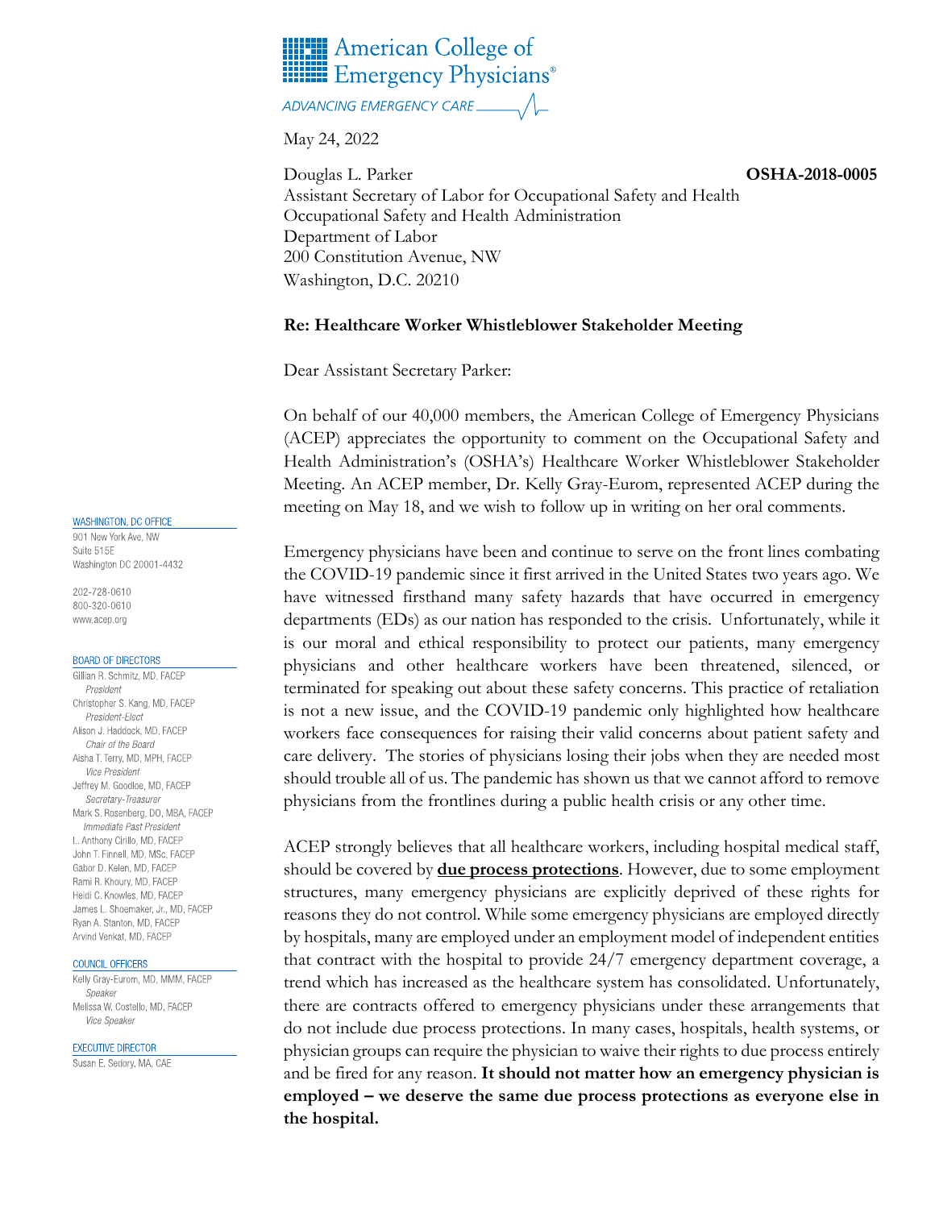American College of Emergency Physicians®

*ADVANCING EMERGENCY CARE*

May 24, 2022

Douglas L. Parker
Assistant Secretary of Labor for Occupational Safety and Health
Occupational Safety and Health Administration
Department of Labor
200 Constitution Avenue, NW
Washington, D.C. 20210

**OSHA-2018-0005**

**Re: Healthcare Worker Whistleblower Stakeholder Meeting**

Dear Assistant Secretary Parker:

On behalf of our 40,000 members, the American College of Emergency Physicians (ACEP) appreciates the opportunity to comment on the Occupational Safety and Health Administration's (OSHA's) Healthcare Worker Whistleblower Stakeholder Meeting. An ACEP member, Dr. Kelly Gray-Eurom, represented ACEP during the meeting on May 18, and we wish to follow up in writing on her oral comments.

Emergency physicians have been and continue to serve on the front lines combating the COVID-19 pandemic since it first arrived in the United States two years ago. We have witnessed firsthand many safety hazards that have occurred in emergency departments (EDs) as our nation has responded to the crisis. Unfortunately, while it is our moral and ethical responsibility to protect our patients, many emergency physicians and other healthcare workers have been threatened, silenced, or terminated for speaking out about these safety concerns. This practice of retaliation is not a new issue, and the COVID-19 pandemic only highlighted how healthcare workers face consequences for raising their valid concerns about patient safety and care delivery. The stories of physicians losing their jobs when they are needed most should trouble all of us. The pandemic has shown us that we cannot afford to remove physicians from the frontlines during a public health crisis or any other time.

ACEP strongly believes that all healthcare workers, including hospital medical staff, should be covered by **due process protections**. However, due to some employment structures, many emergency physicians are explicitly deprived of these rights for reasons they do not control. While some emergency physicians are employed directly by hospitals, many are employed under an employment model of independent entities that contract with the hospital to provide 24/7 emergency department coverage, a trend which has increased as the healthcare system has consolidated. Unfortunately, there are contracts offered to emergency physicians under these arrangements that do not include due process protections. In many cases, hospitals, health systems, or physician groups can require the physician to waive their rights to due process entirely and be fired for any reason. **It should not matter how an emergency physician is employed – we deserve the same due process protections as everyone else in the hospital.**

WASHINGTON, DC OFFICE
901 New York Ave, NW
Suite 515E
Washington DC 20001-4432

202-728-0610
800-320-0610
www.acep.org

BOARD OF DIRECTORS
Gillian R. Schmitz, MD, FACEP
*President*
Christopher S. Kang, MD, FACEP
*President-Elect*
Alison J. Haddock, MD, FACEP
*Chair of the Board*
Aisha T. Terry, MD, MPH, FACEP
*Vice President*
Jeffrey M. Goodloe, MD, FACEP
*Secretary-Treasurer*
Mark S. Rosenberg, DO, MBA, FACEP
*Immediate Past President*
L. Anthony Cirillo, MD, FACEP
John T. Finnell, MD, MSc, FACEP
Gabor D. Kelen, MD, FACEP
Rami R. Khoury, MD, FACEP
Heidi C. Knowles, MD, FACEP
James L. Shoemaker, Jr., MD, FACEP
Ryan A. Stanton, MD, FACEP
Arvind Venkat, MD, FACEP

COUNCIL OFFICERS
Kelly Gray-Eurom, MD, MMM, FACEP
*Speaker*
Melissa W. Costello, MD, FACEP
*Vice Speaker*

EXECUTIVE DIRECTOR
Susan E. Sedory, MA, CAE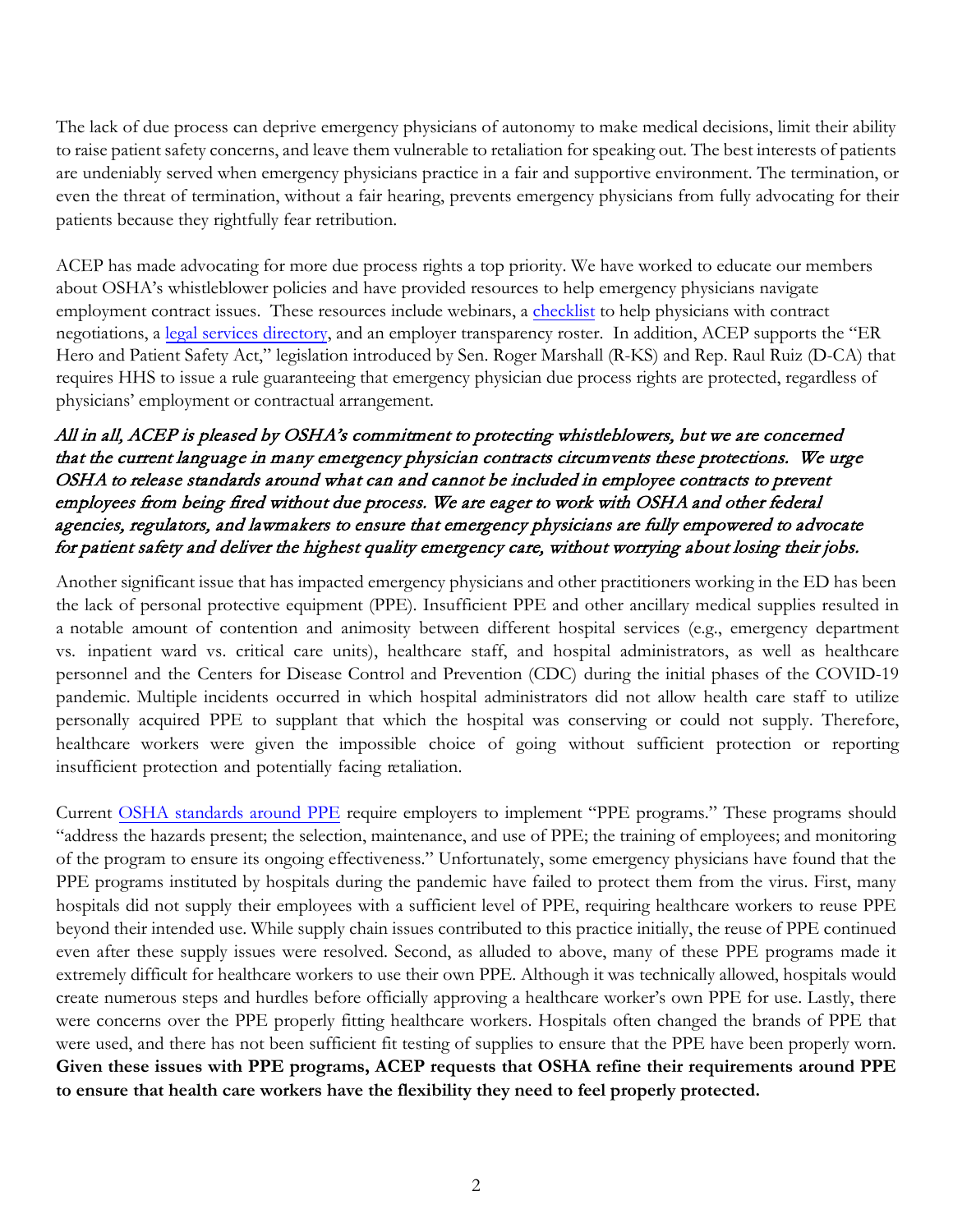The lack of due process can deprive emergency physicians of autonomy to make medical decisions, limit their ability to raise patient safety concerns, and leave them vulnerable to retaliation for speaking out. The best interests of patients are undeniably served when emergency physicians practice in a fair and supportive environment. The termination, or even the threat of termination, without a fair hearing, prevents emergency physicians from fully advocating for their patients because they rightfully fear retribution.

ACEP has made advocating for more due process rights a top priority. We have worked to educate our members about OSHA's whistleblower policies and have provided resources to help emergency physicians navigate employment contract issues. These resources include webinars, a [checklist](checklist) to help physicians with contract negotiations, a [legal services directory](legal services directory), and an employer transparency roster. In addition, ACEP supports the "ER Hero and Patient Safety Act," legislation introduced by Sen. Roger Marshall (R-KS) and Rep. Raul Ruiz (D-CA) that requires HHS to issue a rule guaranteeing that emergency physician due process rights are protected, regardless of physicians' employment or contractual arrangement.

***All in all, ACEP is pleased by OSHA's commitment to protecting whistleblowers, but we are concerned that the current language in many emergency physician contracts circumvents these protections. We urge OSHA to release standards around what can and cannot be included in employee contracts to prevent employees from being fired without due process. We are eager to work with OSHA and other federal agencies, regulators, and lawmakers to ensure that emergency physicians are fully empowered to advocate for patient safety and deliver the highest quality emergency care, without worrying about losing their jobs.***

Another significant issue that has impacted emergency physicians and other practitioners working in the ED has been the lack of personal protective equipment (PPE). Insufficient PPE and other ancillary medical supplies resulted in a notable amount of contention and animosity between different hospital services (e.g., emergency department vs. inpatient ward vs. critical care units), healthcare staff, and hospital administrators, as well as healthcare personnel and the Centers for Disease Control and Prevention (CDC) during the initial phases of the COVID-19 pandemic. Multiple incidents occurred in which hospital administrators did not allow health care staff to utilize personally acquired PPE to supplant that which the hospital was conserving or could not supply. Therefore, healthcare workers were given the impossible choice of going without sufficient protection or reporting insufficient protection and potentially facing retaliation.

Current [OSHA standards around PPE](OSHA standards around PPE) require employers to implement "PPE programs." These programs should "address the hazards present; the selection, maintenance, and use of PPE; the training of employees; and monitoring of the program to ensure its ongoing effectiveness." Unfortunately, some emergency physicians have found that the PPE programs instituted by hospitals during the pandemic have failed to protect them from the virus. First, many hospitals did not supply their employees with a sufficient level of PPE, requiring healthcare workers to reuse PPE beyond their intended use. While supply chain issues contributed to this practice initially, the reuse of PPE continued even after these supply issues were resolved. Second, as alluded to above, many of these PPE programs made it extremely difficult for healthcare workers to use their own PPE. Although it was technically allowed, hospitals would create numerous steps and hurdles before officially approving a healthcare worker's own PPE for use. Lastly, there were concerns over the PPE properly fitting healthcare workers. Hospitals often changed the brands of PPE that were used, and there has not been sufficient fit testing of supplies to ensure that the PPE have been properly worn. **Given these issues with PPE programs, ACEP requests that OSHA refine their requirements around PPE to ensure that health care workers have the flexibility they need to feel properly protected.**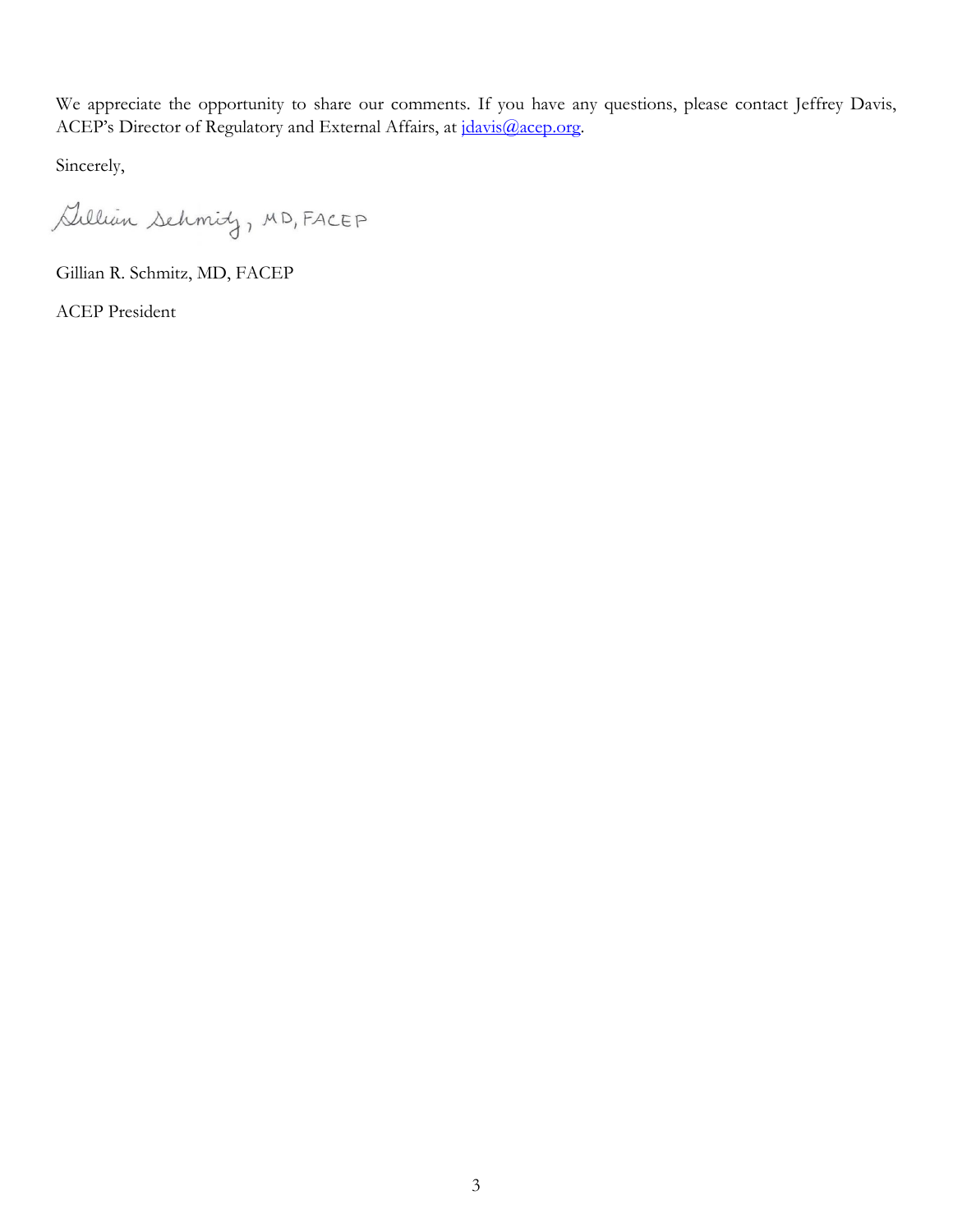We appreciate the opportunity to share our comments. If you have any questions, please contact Jeffrey Davis, ACEP's Director of Regulatory and External Affairs, at jdavis@acep.org.

Sincerely,

Gillian Schmitz, MD, FACEP

Gillian R. Schmitz, MD, FACEP

ACEP President